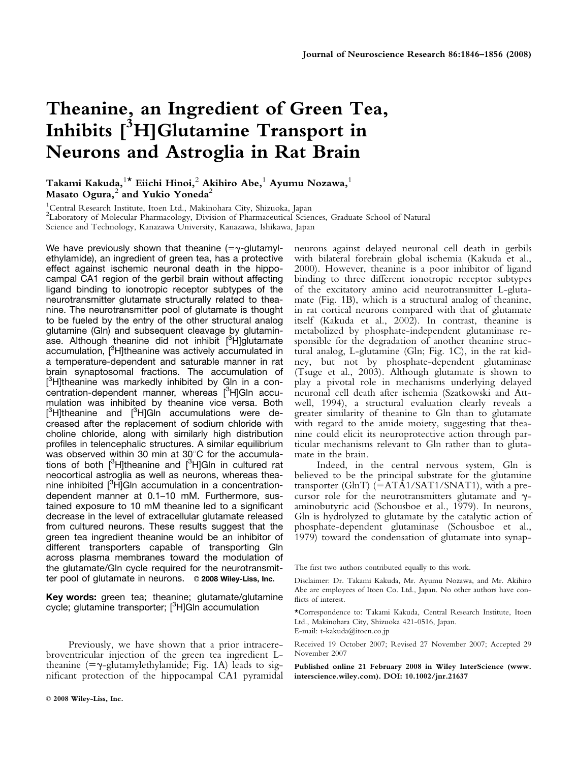# Theanine, an Ingredient of Green Tea, Inhibits [$^3$H]Glutamine Transport in Neurons and Astroglia in Rat Brain

**Takami Kakuda,[1*] Eiichi Hinoi,[2] Akihiro Abe,[1] Ayumu Nozawa,[1] Masato Ogura,[2] and Yukio Yoneda[2]**

[1]Central Research Institute, Itoen Ltd., Makinohara City, Shizuoka, Japan
[2]Laboratory of Molecular Pharmacology, Division of Pharmaceutical Sciences, Graduate School of Natural Science and Technology, Kanazawa University, Kanazawa, Ishikawa, Japan

We have previously shown that theanine (=γ-glutamylethylamide), an ingredient of green tea, has a protective effect against ischemic neuronal death in the hippocampal CA1 region of the gerbil brain without affecting ligand binding to ionotropic receptor subtypes of the neurotransmitter glutamate structurally related to theanine. The neurotransmitter pool of glutamate is thought to be fueled by the entry of the other structural analog glutamine (Gln) and subsequent cleavage by glutaminase. Although theanine did not inhibit [$^3$H]glutamate accumulation, [$^3$H]theanine was actively accumulated in a temperature-dependent and saturable manner in rat brain synaptosomal fractions. The accumulation of [$^3$H]theanine was markedly inhibited by Gln in a concentration-dependent manner, whereas [$^3$H]Gln accumulation was inhibited by theanine vice versa. Both [$^3$H]theanine and [$^3$H]Gln accumulations were decreased after the replacement of sodium chloride with choline chloride, along with similarly high distribution profiles in telencephalic structures. A similar equilibrium was observed within 30 min at 30°C for the accumulations of both [$^3$H]theanine and [$^3$H]Gln in cultured rat neocortical astroglia as well as neurons, whereas theanine inhibited [$^3$H]Gln accumulation in a concentration-dependent manner at 0.1–10 mM. Furthermore, sustained exposure to 10 mM theanine led to a significant decrease in the level of extracellular glutamate released from cultured neurons. These results suggest that the green tea ingredient theanine would be an inhibitor of different transporters capable of transporting Gln across plasma membranes toward the modulation of the glutamate/Gln cycle required for the neurotransmitter pool of glutamate in neurons. © 2008 Wiley-Liss, Inc.

**Key words:** green tea; theanine; glutamate/glutamine cycle; glutamine transporter; [$^3$H]Gln accumulation

Previously, we have shown that a prior intracerebroventricular injection of the green tea ingredient L-theanine (=γ-glutamylethylamide; Fig. 1A) leads to significant protection of the hippocampal CA1 pyramidal neurons against delayed neuronal cell death in gerbils with bilateral forebrain global ischemia (Kakuda et al., 2000). However, theanine is a poor inhibitor of ligand binding to three different ionotropic receptor subtypes of the excitatory amino acid neurotransmitter L-glutamate (Fig. 1B), which is a structural analog of theanine, in rat cortical neurons compared with that of glutamate itself (Kakuda et al., 2002). In contrast, theanine is metabolized by phosphate-independent glutaminase responsible for the degradation of another theanine structural analog, L-glutamine (Gln; Fig. 1C), in the rat kidney, but not by phosphate-dependent glutaminase (Tsuge et al., 2003). Although glutamate is shown to play a pivotal role in mechanisms underlying delayed neuronal cell death after ischemia (Szatkowski and Attwell, 1994), a structural evaluation clearly reveals a greater similarity of theanine to Gln than to glutamate with regard to the amide moiety, suggesting that theanine could elicit its neuroprotective action through particular mechanisms relevant to Gln rather than to glutamate in the brain.

Indeed, in the central nervous system, Gln is believed to be the principal substrate for the glutamine transporter (GlnT) (=ATA1/SAT1/SNAT1), with a precursor role for the neurotransmitters glutamate and γ-aminobutyric acid (Schousboe et al., 1979). In neurons, Gln is hydrolyzed to glutamate by the catalytic action of phosphate-dependent glutaminase (Schousboe et al., 1979) toward the condensation of glutamate into synap-

The first two authors contributed equally to this work.

Disclaimer: Dr. Takami Kakuda, Mr. Ayumu Nozawa, and Mr. Akihiro Abe are employees of Itoen Co. Ltd., Japan. No other authors have conflicts of interest.

*Correspondence to: Takami Kakuda, Central Research Institute, Itoen Ltd., Makinohara City, Shizuoka 421-0516, Japan. E-mail: t-kakuda@itoen.co.jp

Received 19 October 2007; Revised 27 November 2007; Accepted 29 November 2007

**Published online 21 February 2008 in Wiley InterScience (www.interscience.wiley.com). DOI: 10.1002/jnr.21637**

© 2008 Wiley-Liss, Inc.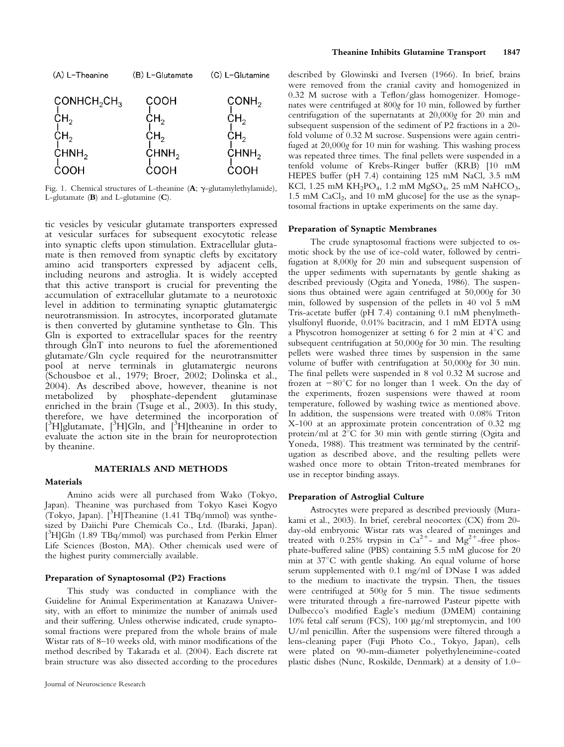(A) L-Theanine (B) L-Glutamate (C) L-Glutamine

| (A) L-Theanine | (B) L-Glutamate | (C) L-Glutamine |
|---|---|---|
| $CONHCH_2CH_3$ | $COOH$ | $CONH_2$ |
| $CH_2$ | $CH_2$ | $CH_2$ |
| $CH_2$ | $CH_2$ | $CH_2$ |
| $CHNH_2$ | $CHNH_2$ | $CHNH_2$ |
| $COOH$ | $COOH$ | $COOH$ |

Fig. 1. Chemical structures of L-theanine (**A**; γ-glutamylethylamide), L-glutamate (**B**) and L-glutamine (**C**).

tic vesicles by vesicular glutamate transporters expressed at vesicular surfaces for subsequent exocytotic release into synaptic clefts upon stimulation. Extracellular glutamate is then removed from synaptic clefts by excitatory amino acid transporters expressed by adjacent cells, including neurons and astroglia. It is widely accepted that this active transport is crucial for preventing the accumulation of extracellular glutamate to a neurotoxic level in addition to terminating synaptic glutamatergic neurotransmission. In astrocytes, incorporated glutamate is then converted by glutamine synthetase to Gln. This Gln is exported to extracellular spaces for the reentry through GlnT into neurons to fuel the aforementioned glutamate/Gln cycle required for the neurotransmitter pool at nerve terminals in glutamatergic neurons (Schousboe et al., 1979; Broer, 2002; Dolinska et al., 2004). As described above, however, theanine is not metabolized by phosphate-dependent glutaminase enriched in the brain (Tsuge et al., 2003). In this study, therefore, we have determined the incorporation of [$^3$H]glutamate, [$^3$H]Gln, and [$^3$H]theanine in order to evaluate the action site in the brain for neuroprotection by theanine.

## MATERIALS AND METHODS

### Materials

Amino acids were all purchased from Wako (Tokyo, Japan). Theanine was purchased from Tokyo Kasei Kogyo (Tokyo, Japan). [$^3$H]Theanine (1.41 TBq/mmol) was synthesized by Daiichi Pure Chemicals Co., Ltd. (Ibaraki, Japan). [$^3$H]Gln (1.89 TBq/mmol) was purchased from Perkin Elmer Life Sciences (Boston, MA). Other chemicals used were of the highest purity commercially available.

### Preparation of Synaptosomal (P2) Fractions

This study was conducted in compliance with the Guideline for Animal Experimentation at Kanazawa University, with an effort to minimize the number of animals used and their suffering. Unless otherwise indicated, crude synaptosomal fractions were prepared from the whole brains of male Wistar rats of 8–10 weeks old, with minor modifications of the method described by Takarada et al. (2004). Each discrete rat brain structure was also dissected according to the procedures described by Glowinski and Iversen (1966). In brief, brains were removed from the cranial cavity and homogenized in 0.32 M sucrose with a Teflon/glass homogenizer. Homogenates were centrifuged at 800*g* for 10 min, followed by further centrifugation of the supernatants at 20,000*g* for 20 min and subsequent suspension of the sediment of P2 fractions in a 20-fold volume of 0.32 M sucrose. Suspensions were again centrifuged at 20,000*g* for 10 min for washing. This washing process was repeated three times. The final pellets were suspended in a tenfold volume of Krebs-Ringer buffer (KRB) [10 mM HEPES buffer (pH 7.4) containing 125 mM NaCl, 3.5 mM KCl, 1.25 mM $KH_2PO_4$, 1.2 mM $MgSO_4$, 25 mM $NaHCO_3$, 1.5 mM $CaCl_2$, and 10 mM glucose] for the use as the synaptosomal fractions in uptake experiments on the same day.

### Preparation of Synaptic Membranes

The crude synaptosomal fractions were subjected to osmotic shock by the use of ice-cold water, followed by centrifugation at 8,000*g* for 20 min and subsequent suspension of the upper sediments with supernatants by gentle shaking as described previously (Ogita and Yoneda, 1986). The suspensions thus obtained were again centrifuged at 50,000*g* for 30 min, followed by suspension of the pellets in 40 vol 5 mM Tris-acetate buffer (pH 7.4) containing 0.1 mM phenylmethylsulfonyl fluoride, 0.01% bacitracin, and 1 mM EDTA using a Physcotron homogenizer at setting 6 for 2 min at 4°C and subsequent centrifugation at 50,000*g* for 30 min. The resulting pellets were washed three times by suspension in the same volume of buffer with centrifugation at 50,000*g* for 30 min. The final pellets were suspended in 8 vol 0.32 M sucrose and frozen at −80°C for no longer than 1 week. On the day of the experiments, frozen suspensions were thawed at room temperature, followed by washing twice as mentioned above. In addition, the suspensions were treated with 0.08% Triton X-100 at an approximate protein concentration of 0.32 mg protein/ml at 2°C for 30 min with gentle stirring (Ogita and Yoneda, 1988). This treatment was terminated by the centrifugation as described above, and the resulting pellets were washed once more to obtain Triton-treated membranes for use in receptor binding assays.

### Preparation of Astroglial Culture

Astrocytes were prepared as described previously (Murakami et al., 2003). In brief, cerebral neocortex (CX) from 20-day-old embryonic Wistar rats was cleared of meninges and treated with 0.25% trypsin in $Ca^{2+}$- and $Mg^{2+}$-free phosphate-buffered saline (PBS) containing 5.5 mM glucose for 20 min at 37°C with gentle shaking. An equal volume of horse serum supplemented with 0.1 mg/ml of DNase I was added to the medium to inactivate the trypsin. Then, the tissues were centrifuged at 500*g* for 5 min. The tissue sediments were triturated through a fire-narrowed Pasteur pipette with Dulbecco's modified Eagle's medium (DMEM) containing 10% fetal calf serum (FCS), 100 μg/ml streptomycin, and 100 U/ml penicillin. After the suspensions were filtered through a lens-cleaning paper (Fuji Photo Co., Tokyo, Japan), cells were plated on 90-mm-diameter polyethyleneimine-coated plastic dishes (Nunc, Roskilde, Denmark) at a density of 1.0–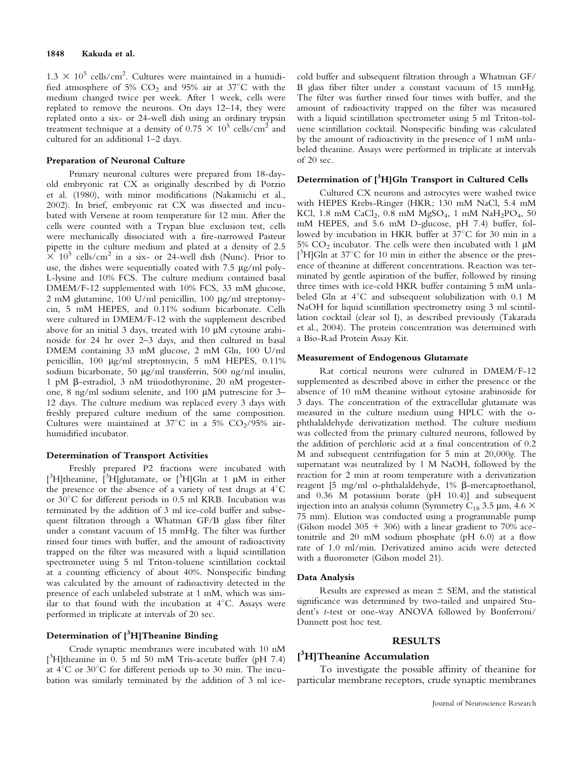$1.3 \times 10^5$ cells/cm$^2$. Cultures were maintained in a humidified atmosphere of 5% $CO_2$ and 95% air at 37°C with the medium changed twice per week. After 1 week, cells were replated to remove the neurons. On days 12–14, they were replated onto a six- or 24-well dish using an ordinary trypsin treatment technique at a density of $0.75 \times 10^5$ cells/cm$^2$ and cultured for an additional 1–2 days.

### Preparation of Neuronal Culture

Primary neuronal cultures were prepared from 18-day-old embryonic rat CX as originally described by di Porzio et al. (1980), with minor modifications (Nakamichi et al., 2002). In brief, embryonic rat CX was dissected and incubated with Versene at room temperature for 12 min. After the cells were counted with a Trypan blue exclusion test, cells were mechanically dissociated with a fire-narrowed Pasteur pipette in the culture medium and plated at a density of $2.5 \times 10^5$ cells/cm$^2$ in a six- or 24-well dish (Nunc). Prior to use, the dishes were sequentially coated with 7.5 μg/ml poly-L-lysine and 10% FCS. The culture medium contained basal DMEM/F-12 supplemented with 10% FCS, 33 mM glucose, 2 mM glutamine, 100 U/ml penicillin, 100 μg/ml streptomycin, 5 mM HEPES, and 0.11% sodium bicarbonate. Cells were cultured in DMEM/F-12 with the supplement described above for an initial 3 days, treated with 10 μM cytosine arabinoside for 24 hr over 2–3 days, and then cultured in basal DMEM containing 33 mM glucose, 2 mM Gln, 100 U/ml penicillin, 100 μg/ml streptomycin, 5 mM HEPES, 0.11% sodium bicarbonate, 50 μg/ml transferrin, 500 ng/ml insulin, 1 pM β-estradiol, 3 nM triiodothyronine, 20 nM progesterone, 8 ng/ml sodium selenite, and 100 μM putrescine for 3–12 days. The culture medium was replaced every 3 days with freshly prepared culture medium of the same composition. Cultures were maintained at 37°C in a 5% $CO_2$/95% air-humidified incubator.

### Determination of Transport Activities

Freshly prepared P2 fractions were incubated with [$^3$H]theanine, [$^3$H]glutamate, or [$^3$H]Gln at 1 μM in either the presence or the absence of a variety of test drugs at 4°C or 30°C for different periods in 0.5 ml KRB. Incubation was terminated by the addition of 3 ml ice-cold buffer and subsequent filtration through a Whatman GF/B glass fiber filter under a constant vacuum of 15 mmHg. The filter was further rinsed four times with buffer, and the amount of radioactivity trapped on the filter was measured with a liquid scintillation spectrometer using 5 ml Triton-toluene scintillation cocktail at a counting efficiency of about 40%. Nonspecific binding was calculated by the amount of radioactivity detected in the presence of each unlabeled substrate at 1 mM, which was similar to that found with the incubation at 4°C. Assays were performed in triplicate at intervals of 20 sec.

### Determination of [$^3$H]Theanine Binding

Crude synaptic membranes were incubated with 10 nM [$^3$H]theanine in 0. 5 ml 50 mM Tris-acetate buffer (pH 7.4) at 4°C or 30°C for different periods up to 30 min. The incubation was similarly terminated by the addition of 3 ml ice-cold buffer and subsequent filtration through a Whatman GF/B glass fiber filter under a constant vacuum of 15 mmHg. The filter was further rinsed four times with buffer, and the amount of radioactivity trapped on the filter was measured with a liquid scintillation spectrometer using 5 ml Triton-toluene scintillation cocktail. Nonspecific binding was calculated by the amount of radioactivity in the presence of 1 mM unlabeled theanine. Assays were performed in triplicate at intervals of 20 sec.

### Determination of [$^3$H]Gln Transport in Cultured Cells

Cultured CX neurons and astrocytes were washed twice with HEPES Krebs-Ringer (HKR; 130 mM NaCl, 5.4 mM KCl, 1.8 mM $CaCl_2$, 0.8 mM $MgSO_4$, 1 mM $NaH_2PO_4$, 50 mM HEPES, and 5.6 mM D-glucose, pH 7.4) buffer, followed by incubation in HKR buffer at 37°C for 30 min in a 5% $CO_2$ incubator. The cells were then incubated with 1 μM [$^3$H]Gln at 37°C for 10 min in either the absence or the presence of theanine at different concentrations. Reaction was terminated by gentle aspiration of the buffer, followed by rinsing three times with ice-cold HKR buffer containing 5 mM unlabeled Gln at 4°C and subsequent solubilization with 0.1 M NaOH for liquid scintillation spectrometry using 3 ml scintillation cocktail (clear sol I), as described previously (Takarada et al., 2004). The protein concentration was determined with a Bio-Rad Protein Assay Kit.

### Measurement of Endogenous Glutamate

Rat cortical neurons were cultured in DMEM/F-12 supplemented as described above in either the presence or the absence of 10 mM theanine without cytosine arabinoside for 3 days. The concentration of the extracellular glutamate was measured in the culture medium using HPLC with the o-phthalaldehyde derivatization method. The culture medium was collected from the primary cultured neurons, followed by the addition of perchloric acid at a final concentration of 0.2 M and subsequent centrifugation for 5 min at 20,000*g*. The supernatant was neutralized by 1 M NaOH, followed by the reaction for 2 min at room temperature with a derivatization reagent [5 mg/ml o-phthalaldehyde, 1% β-mercaptoethanol, and 0.36 M potassium borate (pH 10.4)] and subsequent injection into an analysis column (Symmetry $C_{18}$ 3.5 μm, 4.6 × 75 mm). Elution was conducted using a programmable pump (Gilson model 305 + 306) with a linear gradient to 70% acetonitrile and 20 mM sodium phosphate (pH 6.0) at a flow rate of 1.0 ml/min. Derivatized amino acids were detected with a fluorometer (Gilson model 21).

### Data Analysis

Results are expressed as mean ± SEM, and the statistical significance was determined by two-tailed and unpaired Student's *t*-test or one-way ANOVA followed by Bonferroni/Dunnett post hoc test.

## RESULTS

### [$^3$H]Theanine Accumulation

To investigate the possible affinity of theanine for particular membrane receptors, crude synaptic membranes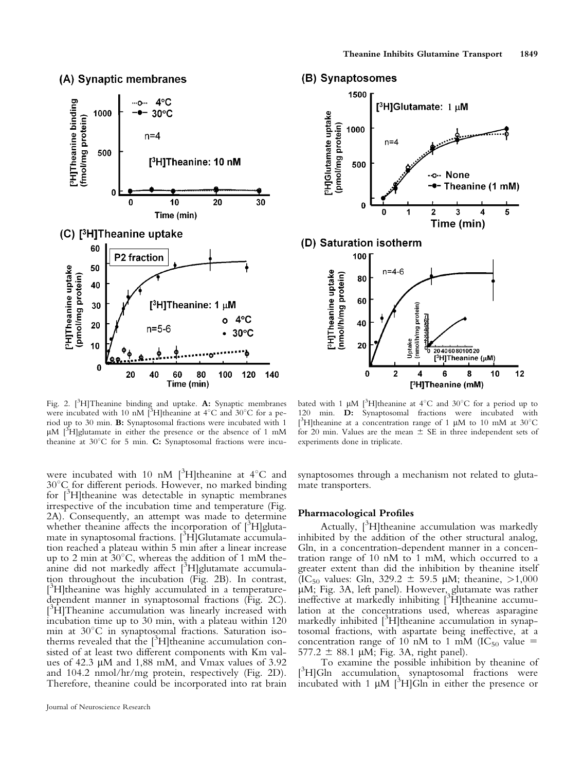Fig. 2. [$^3$H]Theanine binding and uptake. **A:** Synaptic membranes were incubated with 10 nM [$^3$H]theanine at 4°C and 30°C for a period up to 30 min. **B:** Synaptosomal fractions were incubated with 1 μM [$^3$H]glutamate in either the presence or the absence of 1 mM theanine at 30°C for 5 min. **C:** Synaptosomal fractions were incubated with 1 μM [$^3$H]theanine at 4°C and 30°C for a period up to 120 min. **D:** Synaptosomal fractions were incubated with [$^3$H]theanine at a concentration range of 1 μM to 10 mM at 30°C for 20 min. Values are the mean ± SE in three independent sets of experiments done in triplicate.

were incubated with 10 nM [$^3$H]theanine at 4°C and 30°C for different periods. However, no marked binding for [$^3$H]theanine was detectable in synaptic membranes irrespective of the incubation time and temperature (Fig. 2A). Consequently, an attempt was made to determine whether theanine affects the incorporation of [$^3$H]glutamate in synaptosomal fractions. [$^3$H]Glutamate accumulation reached a plateau within 5 min after a linear increase up to 2 min at 30°C, whereas the addition of 1 mM theanine did not markedly affect [$^3$H]glutamate accumulation throughout the incubation (Fig. 2B). In contrast, [$^3$H]theanine was highly accumulated in a temperature-dependent manner in synaptosomal fractions (Fig. 2C). [$^3$H]Theanine accumulation was linearly increased with incubation time up to 30 min, with a plateau within 120 min at 30°C in synaptosomal fractions. Saturation isotherms revealed that the [$^3$H]theanine accumulation consisted of at least two different components with Km values of 42.3 μM and 1,88 mM, and Vmax values of 3.92 and 104.2 nmol/hr/mg protein, respectively (Fig. 2D). Therefore, theanine could be incorporated into rat brain synaptosomes through a mechanism not related to glutamate transporters.

### Pharmacological Profiles

Actually, [$^3$H]theanine accumulation was markedly inhibited by the addition of the other structural analog, Gln, in a concentration-dependent manner in a concentration range of 10 nM to 1 mM, which occurred to a greater extent than did the inhibition by theanine itself ($IC_{50}$ values: Gln, 329.2 ± 59.5 μM; theanine, >1,000 μM; Fig. 3A, left panel). However, glutamate was rather ineffective at markedly inhibiting [$^3$H]theanine accumulation at the concentrations used, whereas asparagine markedly inhibited [$^3$H]theanine accumulation in synaptosomal fractions, with aspartate being ineffective, at a concentration range of 10 nM to 1 mM ($IC_{50}$ value = 577.2 ± 88.1 μM; Fig. 3A, right panel).

To examine the possible inhibition by theanine of [$^3$H]Gln accumulation, synaptosomal fractions were incubated with 1 μM [$^3$H]Gln in either the presence or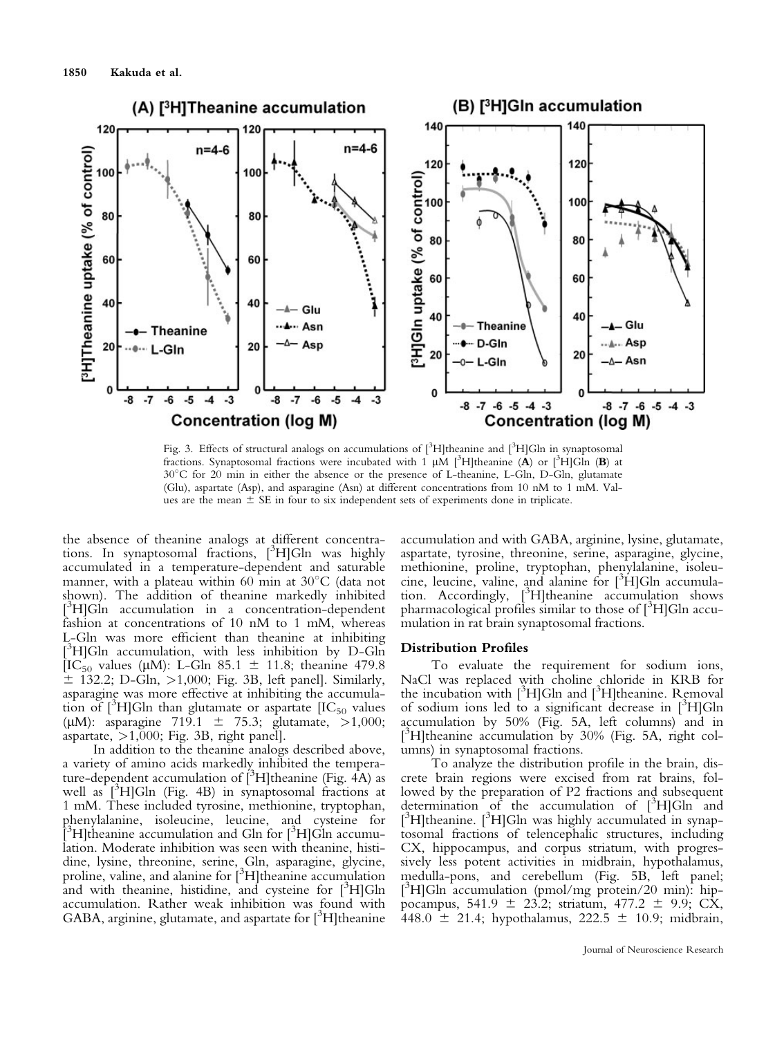Fig. 3. Effects of structural analogs on accumulations of [$^3$H]theanine and [$^3$H]Gln in synaptosomal fractions. Synaptosomal fractions were incubated with 1 μM [$^3$H]theanine (**A**) or [$^3$H]Gln (**B**) at 30°C for 20 min in either the absence or the presence of L-theanine, L-Gln, D-Gln, glutamate (Glu), aspartate (Asp), and asparagine (Asn) at different concentrations from 10 nM to 1 mM. Values are the mean ± SE in four to six independent sets of experiments done in triplicate.

the absence of theanine analogs at different concentrations. In synaptosomal fractions, [$^3$H]Gln was highly accumulated in a temperature-dependent and saturable manner, with a plateau within 60 min at 30°C (data not shown). The addition of theanine markedly inhibited [$^3$H]Gln accumulation in a concentration-dependent fashion at concentrations of 10 nM to 1 mM, whereas L-Gln was more efficient than theanine at inhibiting [$^3$H]Gln accumulation, with less inhibition by D-Gln [$IC_{50}$ values (μM): L-Gln 85.1 ± 11.8; theanine 479.8 ± 132.2; D-Gln, >1,000; Fig. 3B, left panel]. Similarly, asparagine was more effective at inhibiting the accumulation of [$^3$H]Gln than glutamate or aspartate [$IC_{50}$ values (μM): asparagine 719.1 ± 75.3; glutamate, >1,000; aspartate, >1,000; Fig. 3B, right panel].

In addition to the theanine analogs described above, a variety of amino acids markedly inhibited the temperature-dependent accumulation of [$^3$H]theanine (Fig. 4A) as well as [$^3$H]Gln (Fig. 4B) in synaptosomal fractions at 1 mM. These included tyrosine, methionine, tryptophan, phenylalanine, isoleucine, leucine, and cysteine for [$^3$H]theanine accumulation and Gln for [$^3$H]Gln accumulation. Moderate inhibition was seen with theanine, histidine, lysine, threonine, serine, Gln, asparagine, glycine, proline, valine, and alanine for [$^3$H]theanine accumulation and with theanine, histidine, and cysteine for [$^3$H]Gln accumulation. Rather weak inhibition was found with GABA, arginine, glutamate, and aspartate for [$^3$H]theanine accumulation and with GABA, arginine, lysine, glutamate, aspartate, tyrosine, threonine, serine, asparagine, glycine, methionine, proline, tryptophan, phenylalanine, isoleucine, leucine, valine, and alanine for [$^3$H]Gln accumulation. Accordingly, [$^3$H]theanine accumulation shows pharmacological profiles similar to those of [$^3$H]Gln accumulation in rat brain synaptosomal fractions.

### Distribution Profiles

To evaluate the requirement for sodium ions, NaCl was replaced with choline chloride in KRB for the incubation with [$^3$H]Gln and [$^3$H]theanine. Removal of sodium ions led to a significant decrease in [$^3$H]Gln accumulation by 50% (Fig. 5A, left columns) and in [$^3$H]theanine accumulation by 30% (Fig. 5A, right columns) in synaptosomal fractions.

To analyze the distribution profile in the brain, discrete brain regions were excised from rat brains, followed by the preparation of P2 fractions and subsequent determination of the accumulation of [$^3$H]Gln and [$^3$H]theanine. [$^3$H]Gln was highly accumulated in synaptosomal fractions of telencephalic structures, including CX, hippocampus, and corpus striatum, with progressively less potent activities in midbrain, hypothalamus, medulla-pons, and cerebellum (Fig. 5B, left panel; [$^3$H]Gln accumulation (pmol/mg protein/20 min): hippocampus, 541.9 ± 23.2; striatum, 477.2 ± 9.9; CX, 448.0 ± 21.4; hypothalamus, 222.5 ± 10.9; midbrain,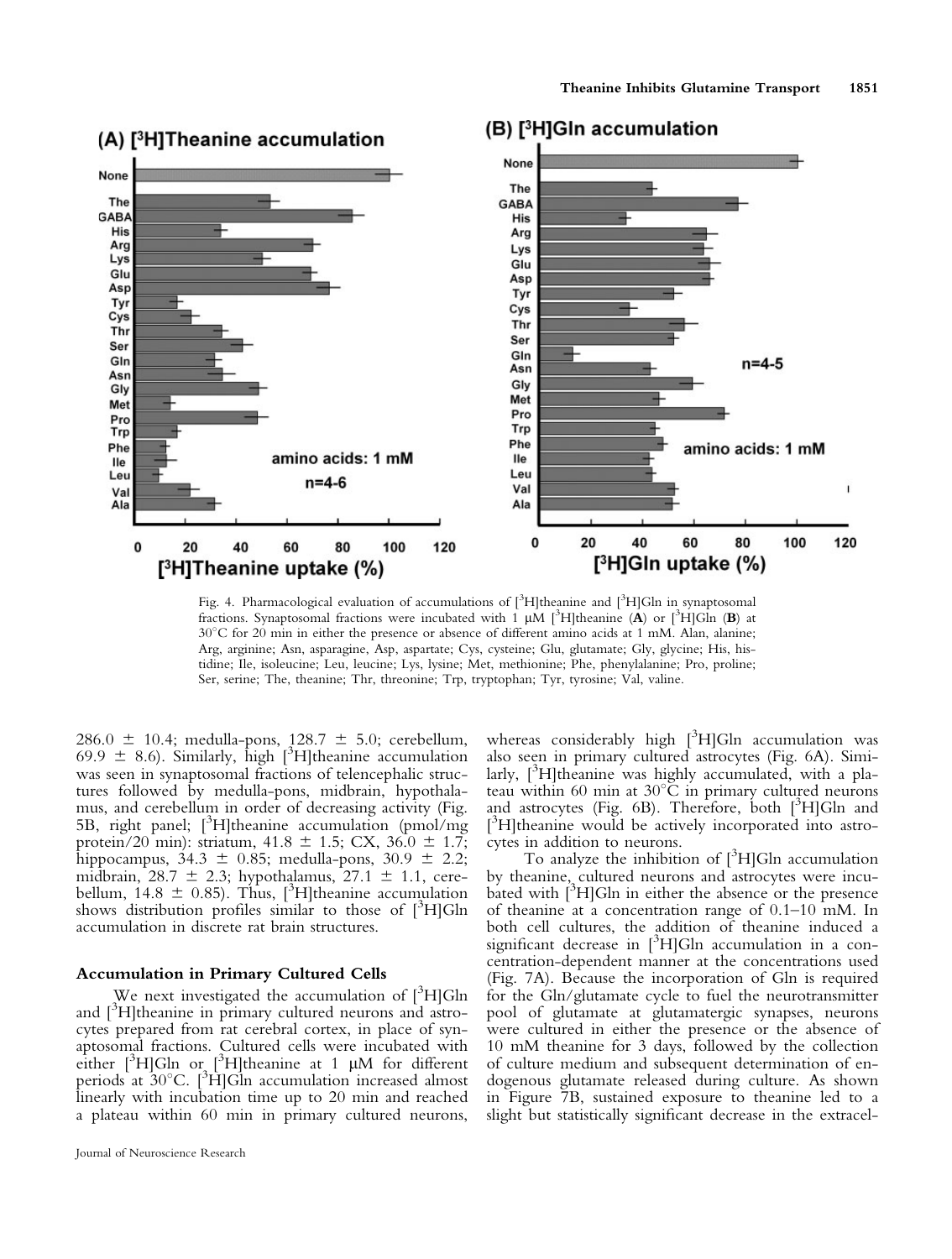Fig. 4. Pharmacological evaluation of accumulations of [$^3$H]theanine and [$^3$H]Gln in synaptosomal fractions. Synaptosomal fractions were incubated with 1 μM [$^3$H]theanine (**A**) or [$^3$H]Gln (**B**) at 30°C for 20 min in either the presence or absence of different amino acids at 1 mM. Alan, alanine; Arg, arginine; Asn, asparagine, Asp, aspartate; Cys, cysteine; Glu, glutamate; Gly, glycine; His, histidine; Ile, isoleucine; Leu, leucine; Lys, lysine; Met, methionine; Phe, phenylalanine; Pro, proline; Ser, serine; The, theanine; Thr, threonine; Trp, tryptophan; Tyr, tyrosine; Val, valine.

286.0 ± 10.4; medulla-pons, 128.7 ± 5.0; cerebellum, 69.9 ± 8.6). Similarly, high [$^3$H]theanine accumulation was seen in synaptosomal fractions of telencephalic structures followed by medulla-pons, midbrain, hypothalamus, and cerebellum in order of decreasing activity (Fig. 5B, right panel; [$^3$H]theanine accumulation (pmol/mg protein/20 min): striatum, 41.8 ± 1.5; CX, 36.0 ± 1.7; hippocampus, 34.3 ± 0.85; medulla-pons, 30.9 ± 2.2; midbrain, 28.7 ± 2.3; hypothalamus, 27.1 ± 1.1, cerebellum, 14.8 ± 0.85). Thus, [$^3$H]theanine accumulation shows distribution profiles similar to those of [$^3$H]Gln accumulation in discrete rat brain structures.

### Accumulation in Primary Cultured Cells

We next investigated the accumulation of [$^3$H]Gln and [$^3$H]theanine in primary cultured neurons and astrocytes prepared from rat cerebral cortex, in place of synaptosomal fractions. Cultured cells were incubated with either [$^3$H]Gln or [$^3$H]theanine at 1 μM for different periods at 30°C. [$^3$H]Gln accumulation increased almost linearly with incubation time up to 20 min and reached a plateau within 60 min in primary cultured neurons, whereas considerably high [$^3$H]Gln accumulation was also seen in primary cultured astrocytes (Fig. 6A). Similarly, [$^3$H]theanine was highly accumulated, with a plateau within 60 min at 30°C in primary cultured neurons and astrocytes (Fig. 6B). Therefore, both [$^3$H]Gln and [$^3$H]theanine would be actively incorporated into astrocytes in addition to neurons.

To analyze the inhibition of [$^3$H]Gln accumulation by theanine, cultured neurons and astrocytes were incubated with [$^3$H]Gln in either the absence or the presence of theanine at a concentration range of 0.1–10 mM. In both cell cultures, the addition of theanine induced a significant decrease in [$^3$H]Gln accumulation in a concentration-dependent manner at the concentrations used (Fig. 7A). Because the incorporation of Gln is required for the Gln/glutamate cycle to fuel the neurotransmitter pool of glutamate at glutamatergic synapses, neurons were cultured in either the presence or the absence of 10 mM theanine for 3 days, followed by the collection of culture medium and subsequent determination of endogenous glutamate released during culture. As shown in Figure 7B, sustained exposure to theanine led to a slight but statistically significant decrease in the extracel-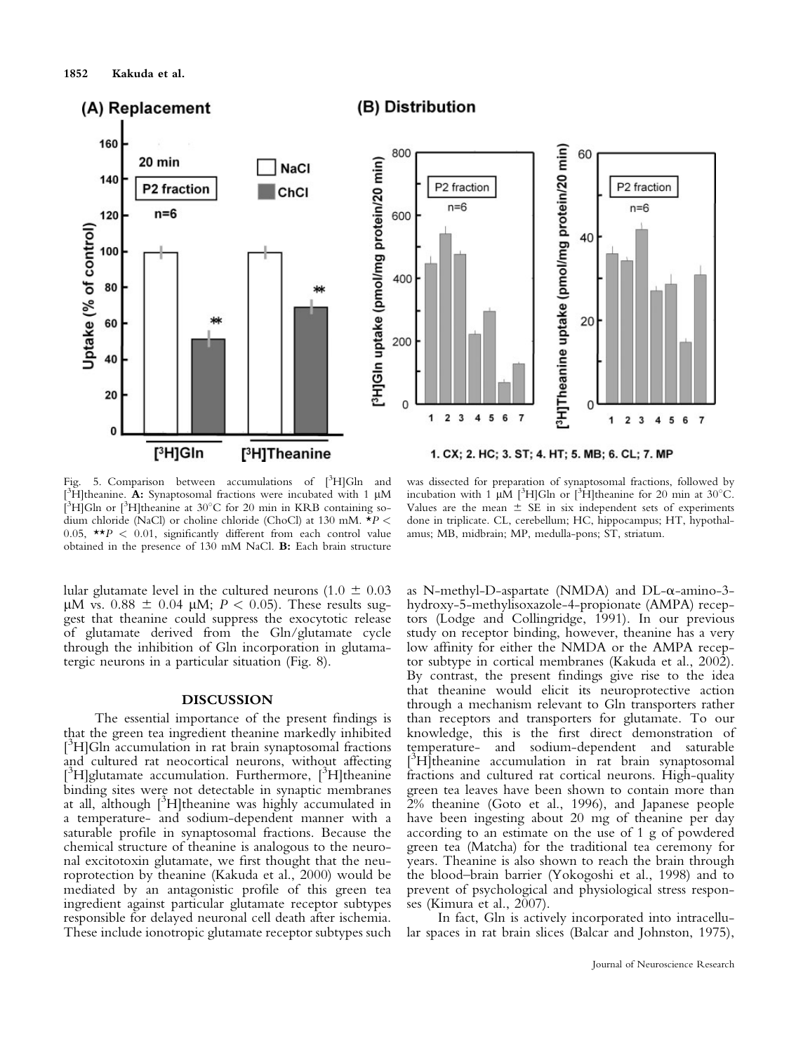Fig. 5. Comparison between accumulations of [$^3$H]Gln and [$^3$H]theanine. **A:** Synaptosomal fractions were incubated with 1 μM [$^3$H]Gln or [$^3$H]theanine at 30°C for 20 min in KRB containing sodium chloride (NaCl) or choline chloride (ChoCl) at 130 mM. \*$P < 0.05$, \*\*$P < 0.01$, significantly different from each control value obtained in the presence of 130 mM NaCl. **B:** Each brain structure was dissected for preparation of synaptosomal fractions, followed by incubation with 1 μM [$^3$H]Gln or [$^3$H]theanine for 20 min at 30°C. Values are the mean ± SE in six independent sets of experiments done in triplicate. CL, cerebellum; HC, hippocampus; HT, hypothalamus; MB, midbrain; MP, medulla-pons; ST, striatum.

lular glutamate level in the cultured neurons (1.0 ± 0.03 μM vs. 0.88 ± 0.04 μM; $P < 0.05$). These results suggest that theanine could suppress the exocytotic release of glutamate derived from the Gln/glutamate cycle through the inhibition of Gln incorporation in glutamatergic neurons in a particular situation (Fig. 8).

## DISCUSSION

The essential importance of the present findings is that the green tea ingredient theanine markedly inhibited [$^3$H]Gln accumulation in rat brain synaptosomal fractions and cultured rat neocortical neurons, without affecting [$^3$H]glutamate accumulation. Furthermore, [$^3$H]theanine binding sites were not detectable in synaptic membranes at all, although [$^3$H]theanine was highly accumulated in a temperature- and sodium-dependent manner with a saturable profile in synaptosomal fractions. Because the chemical structure of theanine is analogous to the neuronal excitotoxin glutamate, we first thought that the neuroprotection by theanine (Kakuda et al., 2000) would be mediated by an antagonistic profile of this green tea ingredient against particular glutamate receptor subtypes responsible for delayed neuronal cell death after ischemia. These include ionotropic glutamate receptor subtypes such as N-methyl-D-aspartate (NMDA) and DL-α-amino-3-hydroxy-5-methylisoxazole-4-propionate (AMPA) receptors (Lodge and Collingridge, 1991). In our previous study on receptor binding, however, theanine has a very low affinity for either the NMDA or the AMPA receptor subtype in cortical membranes (Kakuda et al., 2002). By contrast, the present findings give rise to the idea that theanine would elicit its neuroprotective action through a mechanism relevant to Gln transporters rather than receptors and transporters for glutamate. To our knowledge, this is the first direct demonstration of temperature- and sodium-dependent and saturable [$^3$H]theanine accumulation in rat brain synaptosomal fractions and cultured rat cortical neurons. High-quality green tea leaves have been shown to contain more than 2% theanine (Goto et al., 1996), and Japanese people have been ingesting about 20 mg of theanine per day according to an estimate on the use of 1 g of powdered green tea (Matcha) for the traditional tea ceremony for years. Theanine is also shown to reach the brain through the blood–brain barrier (Yokogoshi et al., 1998) and to prevent of psychological and physiological stress responses (Kimura et al., 2007).

In fact, Gln is actively incorporated into intracellular spaces in rat brain slices (Balcar and Johnston, 1975),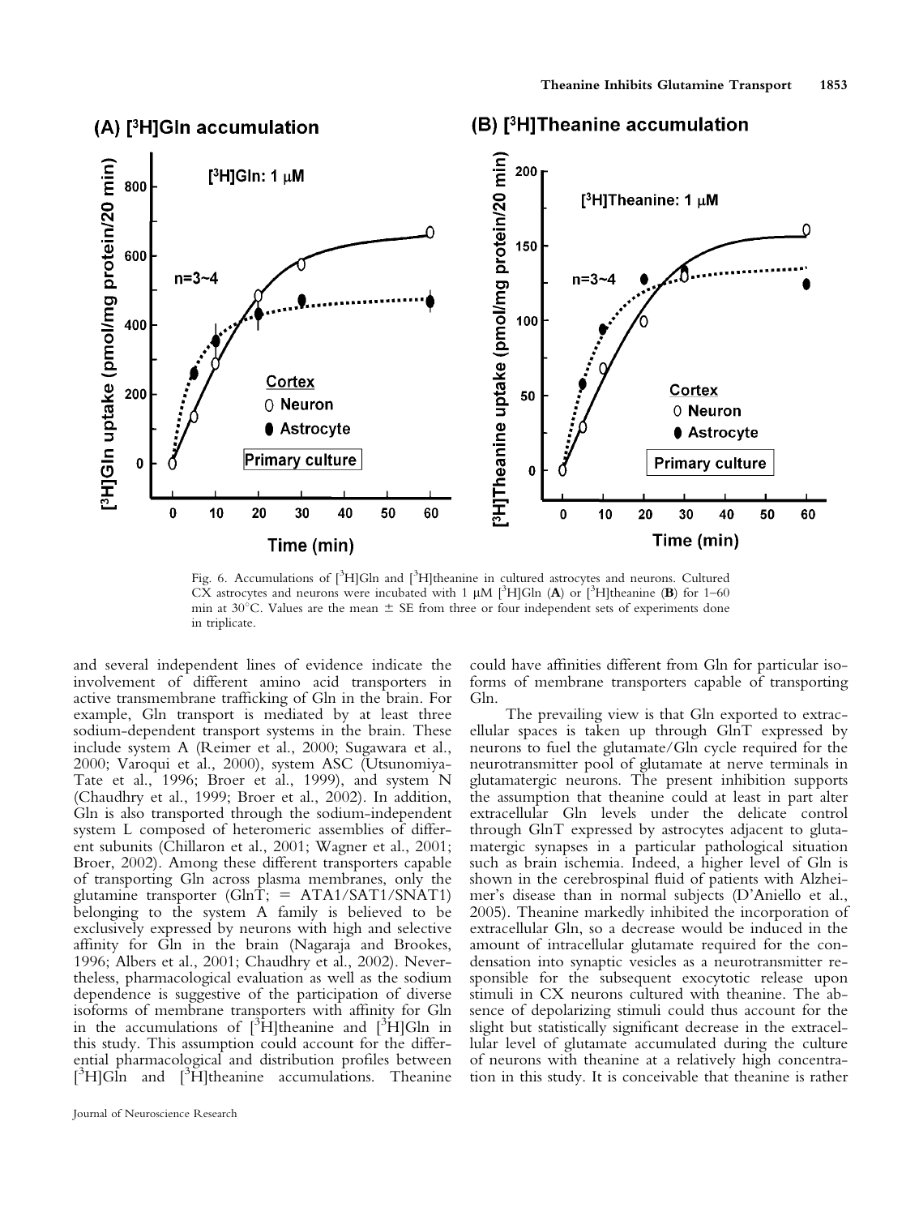Fig. 6. Accumulations of [$^3$H]Gln and [$^3$H]theanine in cultured astrocytes and neurons. Cultured CX astrocytes and neurons were incubated with 1 μM [$^3$H]Gln (**A**) or [$^3$H]theanine (**B**) for 1–60 min at 30°C. Values are the mean ± SE from three or four independent sets of experiments done in triplicate.

and several independent lines of evidence indicate the involvement of different amino acid transporters in active transmembrane trafficking of Gln in the brain. For example, Gln transport is mediated by at least three sodium-dependent transport systems in the brain. These include system A (Reimer et al., 2000; Sugawara et al., 2000; Varoqui et al., 2000), system ASC (Utsunomiya-Tate et al., 1996; Broer et al., 1999), and system N (Chaudhry et al., 1999; Broer et al., 2002). In addition, Gln is also transported through the sodium-independent system L composed of heteromeric assemblies of different subunits (Chillaron et al., 2001; Wagner et al., 2001; Broer, 2002). Among these different transporters capable of transporting Gln across plasma membranes, only the glutamine transporter (GlnT; = ATA1/SAT1/SNAT1) belonging to the system A family is believed to be exclusively expressed by neurons with high and selective affinity for Gln in the brain (Nagaraja and Brookes, 1996; Albers et al., 2001; Chaudhry et al., 2002). Nevertheless, pharmacological evaluation as well as the sodium dependence is suggestive of the participation of diverse isoforms of membrane transporters with affinity for Gln in the accumulations of [$^3$H]theanine and [$^3$H]Gln in this study. This assumption could account for the differential pharmacological and distribution profiles between [$^3$H]Gln and [$^3$H]theanine accumulations. Theanine could have affinities different from Gln for particular isoforms of membrane transporters capable of transporting Gln.

The prevailing view is that Gln exported to extracellular spaces is taken up through GlnT expressed by neurons to fuel the glutamate/Gln cycle required for the neurotransmitter pool of glutamate at nerve terminals in glutamatergic neurons. The present inhibition supports the assumption that theanine could at least in part alter extracellular Gln levels under the delicate control through GlnT expressed by astrocytes adjacent to glutamatergic synapses in a particular pathological situation such as brain ischemia. Indeed, a higher level of Gln is shown in the cerebrospinal fluid of patients with Alzheimer's disease than in normal subjects (D'Aniello et al., 2005). Theanine markedly inhibited the incorporation of extracellular Gln, so a decrease would be induced in the amount of intracellular glutamate required for the condensation into synaptic vesicles as a neurotransmitter responsible for the subsequent exocytotic release upon stimuli in CX neurons cultured with theanine. The absence of depolarizing stimuli could thus account for the slight but statistically significant decrease in the extracellular level of glutamate accumulated during the culture of neurons with theanine at a relatively high concentration in this study. It is conceivable that theanine is rather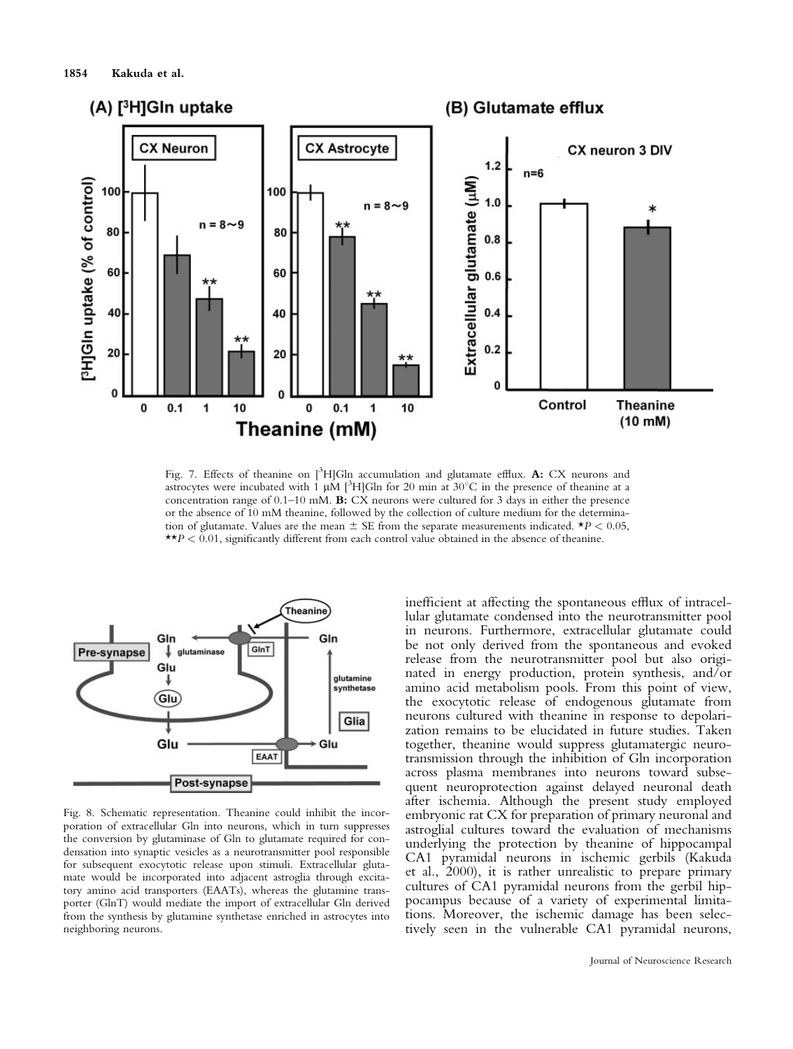Fig. 7. Effects of theanine on [$^3$H]Gln accumulation and glutamate efflux. **A:** CX neurons and astrocytes were incubated with 1 μM [$^3$H]Gln for 20 min at 30°C in the presence of theanine at a concentration range of 0.1–10 mM. **B:** CX neurons were cultured for 3 days in either the presence or the absence of 10 mM theanine, followed by the collection of culture medium for the determination of glutamate. Values are the mean ± SE from the separate measurements indicated. *$P < 0.05$, **$P < 0.01$, significantly different from each control value obtained in the absence of theanine.

Fig. 8. Schematic representation. Theanine could inhibit the incorporation of extracellular Gln into neurons, which in turn suppresses the conversion by glutaminase of Gln to glutamate required for condensation into synaptic vesicles as a neurotransmitter pool responsible for subsequent exocytotic release upon stimuli. Extracellular glutamate would be incorporated into adjacent astroglia through excitatory amino acid transporters (EAATs), whereas the glutamine transporter (GlnT) would mediate the import of extracellular Gln derived from the synthesis by glutamine synthetase enriched in astrocytes into neighboring neurons.

inefficient at affecting the spontaneous efflux of intracellular glutamate condensed into the neurotransmitter pool in neurons. Furthermore, extracellular glutamate could be not only derived from the spontaneous and evoked release from the neurotransmitter pool but also originated in energy production, protein synthesis, and/or amino acid metabolism pools. From this point of view, the exocytotic release of endogenous glutamate from neurons cultured with theanine in response to depolarization remains to be elucidated in future studies. Taken together, theanine would suppress glutamatergic neurotransmission through the inhibition of Gln incorporation across plasma membranes into neurons toward subsequent neuroprotection against delayed neuronal death after ischemia. Although the present study employed embryonic rat CX for preparation of primary neuronal and astroglial cultures toward the evaluation of mechanisms underlying the protection by theanine of hippocampal CA1 pyramidal neurons in ischemic gerbils (Kakuda et al., 2000), it is rather unrealistic to prepare primary cultures of CA1 pyramidal neurons from the gerbil hippocampus because of a variety of experimental limitations. Moreover, the ischemic damage has been selectively seen in the vulnerable CA1 pyramidal neurons,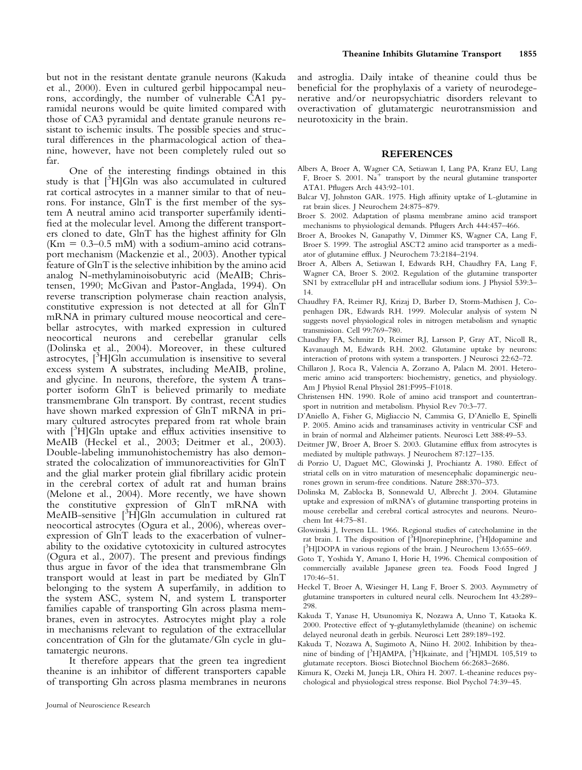but not in the resistant dentate granule neurons (Kakuda et al., 2000). Even in cultured gerbil hippocampal neurons, accordingly, the number of vulnerable CA1 pyramidal neurons would be quite limited compared with those of CA3 pyramidal and dentate granule neurons resistant to ischemic insults. The possible species and structural differences in the pharmacological action of theanine, however, have not been completely ruled out so far.

One of the interesting findings obtained in this study is that [$^3$H]Gln was also accumulated in cultured rat cortical astrocytes in a manner similar to that of neurons. For instance, GlnT is the first member of the system A neutral amino acid transporter superfamily identified at the molecular level. Among the different transporters cloned to date, GlnT has the highest affinity for Gln (Km = 0.3–0.5 mM) with a sodium-amino acid cotransport mechanism (Mackenzie et al., 2003). Another typical feature of GlnT is the selective inhibition by the amino acid analog N-methylaminoisobutyric acid (MeAIB; Christensen, 1990; McGivan and Pastor-Anglada, 1994). On reverse transcription polymerase chain reaction analysis, constitutive expression is not detected at all for GlnT mRNA in primary cultured mouse neocortical and cerebellar astrocytes, with marked expression in cultured neocortical neurons and cerebellar granular cells (Dolinska et al., 2004). Moreover, in these cultured astrocytes, [$^3$H]Gln accumulation is insensitive to several excess system A substrates, including MeAIB, proline, and glycine. In neurons, therefore, the system A transporter isoform GlnT is believed primarily to mediate transmembrane Gln transport. By contrast, recent studies have shown marked expression of GlnT mRNA in primary cultured astrocytes prepared from rat whole brain with [$^3$H]Gln uptake and efflux activities insensitive to MeAIB (Heckel et al., 2003; Deitmer et al., 2003). Double-labeling immunohistochemistry has also demonstrated the colocalization of immunoreactivities for GlnT and the glial marker protein glial fibrillary acidic protein in the cerebral cortex of adult rat and human brains (Melone et al., 2004). More recently, we have shown the constitutive expression of GlnT mRNA with MeAIB-sensitive [$^3$H]Gln accumulation in cultured rat neocortical astrocytes (Ogura et al., 2006), whereas overexpression of GlnT leads to the exacerbation of vulnerability to the oxidative cytotoxicity in cultured astrocytes (Ogura et al., 2007). The present and previous findings thus argue in favor of the idea that transmembrane Gln transport would at least in part be mediated by GlnT belonging to the system A superfamily, in addition to the system ASC, system N, and system L transporter families capable of transporting Gln across plasma membranes, even in astrocytes. Astrocytes might play a role in mechanisms relevant to regulation of the extracellular concentration of Gln for the glutamate/Gln cycle in glutamatergic neurons.

It therefore appears that the green tea ingredient theanine is an inhibitor of different transporters capable of transporting Gln across plasma membranes in neurons and astroglia. Daily intake of theanine could thus be beneficial for the prophylaxis of a variety of neurodegenerative and/or neuropsychiatric disorders relevant to overactivation of glutamatergic neurotransmission and neurotoxicity in the brain.

## REFERENCES

Albers A, Broer A, Wagner CA, Setiawan I, Lang PA, Kranz EU, Lang F, Broer S. 2001. $Na^+$ transport by the neural glutamine transporter ATA1. Pflugers Arch 443:92–101.

Balcar VJ, Johnston GAR. 1975. High affinity uptake of L-glutamine in rat brain slices. J Neurochem 24:875–879.

Broer S. 2002. Adaptation of plasma membrane amino acid transport mechanisms to physiological demands. Pflugers Arch 444:457–466.

Broer A, Brookes N, Ganapathy V, Dimmer KS, Wagner CA, Lang F, Broer S. 1999. The astroglial ASCT2 amino acid transporter as a mediator of glutamine efflux. J Neurochem 73:2184–2194.

Broer A, Albers A, Setiawan I, Edwards RH, Chaudhry FA, Lang F, Wagner CA, Broer S. 2002. Regulation of the glutamine transporter SN1 by extracellular pH and intracellular sodium ions. J Physiol 539:3–14.

Chaudhry FA, Reimer RJ, Krizaj D, Barber D, Storm-Mathisen J, Copenhagen DR, Edwards RH. 1999. Molecular analysis of system N suggests novel physiological roles in nitrogen metabolism and synaptic transmission. Cell 99:769–780.

Chaudhry FA, Schmitz D, Reimer RJ, Larsson P, Gray AT, Nicoll R, Kavanaugh M, Edwards RH. 2002. Glutamine uptake by neurons: interaction of protons with system a transporters. J Neurosci 22:62–72.

Chillaron J, Roca R, Valencia A, Zorzano A, Palacn M. 2001. Heteromeric amino acid transporters: biochemistry, genetics, and physiology. Am J Physiol Renal Physiol 281:F995–F1018.

Christensen HN. 1990. Role of amino acid transport and countertransport in nutrition and metabolism. Physiol Rev 70:3–77.

D'Aniello A, Fisher G, Migliaccio N, Cammisa G, D'Aniello E, Spinelli P. 2005. Amino acids and transaminases activity in ventricular CSF and in brain of normal and Alzheimer patients. Neurosci Lett 388:49–53.

Deitmer JW, Broer A, Broer S. 2003. Glutamine efflux from astrocytes is mediated by multiple pathways. J Neurochem 87:127–135.

di Porzio U, Daguet MC, Glowinski J, Prochiantz A. 1980. Effect of striatal cells on in vitro maturation of mesencephalic dopaminergic neurones grown in serum-free conditions. Nature 288:370–373.

Dolinska M, Zablocka B, Sonnewald U, Albrecht J. 2004. Glutamine uptake and expression of mRNA's of glutamine transporting proteins in mouse cerebellar and cerebral cortical astrocytes and neurons. Neurochem Int 44:75–81.

Glowinski J, Iversen LL. 1966. Regional studies of catecholamine in the rat brain. I. The disposition of [$^3$H]norepinephrine, [$^3$H]dopamine and [$^3$H]DOPA in various regions of the brain. J Neurochem 13:655–669.

Goto T, Yoshida Y, Amano I, Horie H, 1996. Chemical composition of commercially available Japanese green tea. Foods Food Ingred J 170:46–51.

Heckel T, Broer A, Wiesinger H, Lang F, Broer S. 2003. Asymmetry of glutamine transporters in cultured neural cells. Neurochem Int 43:289–298.

Kakuda T, Yanase H, Utsunomiya K, Nozawa A, Unno T, Kataoka K. 2000. Protective effect of γ-glutamylethylamide (theanine) on ischemic delayed neuronal death in gerbils. Neurosci Lett 289:189–192.

Kakuda T, Nozawa A, Sugimoto A, Niino H. 2002. Inhibition by theanine of binding of [$^3$H]AMPA, [$^3$H]kainate, and [$^3$H]MDL 105,519 to glutamate receptors. Biosci Biotechnol Biochem 66:2683–2686.

Kimura K, Ozeki M, Juneja LR, Ohira H. 2007. L-theanine reduces psychological and physiological stress response. Biol Psychol 74:39–45.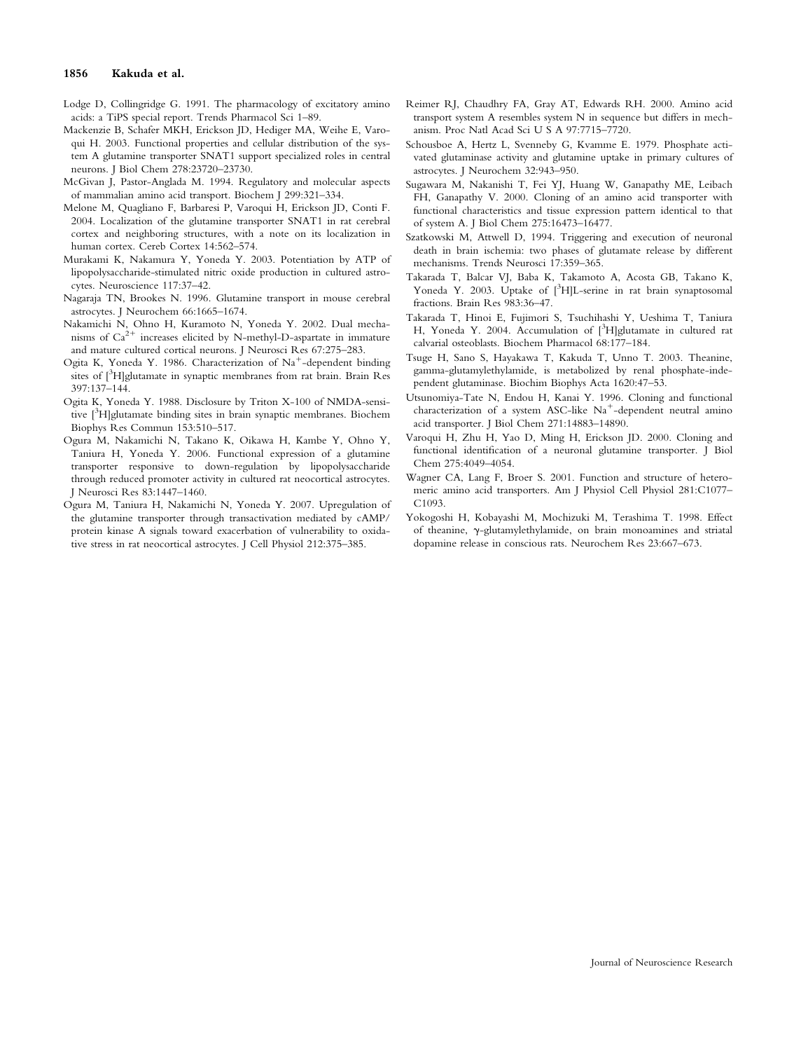Lodge D, Collingridge G. 1991. The pharmacology of excitatory amino acids: a TiPS special report. Trends Pharmacol Sci 1–89.

Mackenzie B, Schafer MKH, Erickson JD, Hediger MA, Weihe E, Varoqui H. 2003. Functional properties and cellular distribution of the system A glutamine transporter SNAT1 support specialized roles in central neurons. J Biol Chem 278:23720–23730.

McGivan J, Pastor-Anglada M. 1994. Regulatory and molecular aspects of mammalian amino acid transport. Biochem J 299:321–334.

Melone M, Quagliano F, Barbaresi P, Varoqui H, Erickson JD, Conti F. 2004. Localization of the glutamine transporter SNAT1 in rat cerebral cortex and neighboring structures, with a note on its localization in human cortex. Cereb Cortex 14:562–574.

Murakami K, Nakamura Y, Yoneda Y. 2003. Potentiation by ATP of lipopolysaccharide-stimulated nitric oxide production in cultured astrocytes. Neuroscience 117:37–42.

Nagaraja TN, Brookes N. 1996. Glutamine transport in mouse cerebral astrocytes. J Neurochem 66:1665–1674.

Nakamichi N, Ohno H, Kuramoto N, Yoneda Y. 2002. Dual mechanisms of $Ca^{2+}$ increases elicited by N-methyl-D-aspartate in immature and mature cultured cortical neurons. J Neurosci Res 67:275–283.

Ogita K, Yoneda Y. 1986. Characterization of $Na^{+}$-dependent binding sites of [$^{3}$H]glutamate in synaptic membranes from rat brain. Brain Res 397:137–144.

Ogita K, Yoneda Y. 1988. Disclosure by Triton X-100 of NMDA-sensitive [$^{3}$H]glutamate binding sites in brain synaptic membranes. Biochem Biophys Res Commun 153:510–517.

Ogura M, Nakamichi N, Takano K, Oikawa H, Kambe Y, Ohno Y, Taniura H, Yoneda Y. 2006. Functional expression of a glutamine transporter responsive to down-regulation by lipopolysaccharide through reduced promoter activity in cultured rat neocortical astrocytes. J Neurosci Res 83:1447–1460.

Ogura M, Taniura H, Nakamichi N, Yoneda Y. 2007. Upregulation of the glutamine transporter through transactivation mediated by cAMP/protein kinase A signals toward exacerbation of vulnerability to oxidative stress in rat neocortical astrocytes. J Cell Physiol 212:375–385.

Reimer RJ, Chaudhry FA, Gray AT, Edwards RH. 2000. Amino acid transport system A resembles system N in sequence but differs in mechanism. Proc Natl Acad Sci U S A 97:7715–7720.

Schousboe A, Hertz L, Svenneby G, Kvamme E. 1979. Phosphate activated glutaminase activity and glutamine uptake in primary cultures of astrocytes. J Neurochem 32:943–950.

Sugawara M, Nakanishi T, Fei YJ, Huang W, Ganapathy ME, Leibach FH, Ganapathy V. 2000. Cloning of an amino acid transporter with functional characteristics and tissue expression pattern identical to that of system A. J Biol Chem 275:16473–16477.

Szatkowski M, Attwell D, 1994. Triggering and execution of neuronal death in brain ischemia: two phases of glutamate release by different mechanisms. Trends Neurosci 17:359–365.

Takarada T, Balcar VJ, Baba K, Takamoto A, Acosta GB, Takano K, Yoneda Y. 2003. Uptake of [$^{3}$H]L-serine in rat brain synaptosomal fractions. Brain Res 983:36–47.

Takarada T, Hinoi E, Fujimori S, Tsuchihashi Y, Ueshima T, Taniura H, Yoneda Y. 2004. Accumulation of [$^{3}$H]glutamate in cultured rat calvarial osteoblasts. Biochem Pharmacol 68:177–184.

Tsuge H, Sano S, Hayakawa T, Kakuda T, Unno T. 2003. Theanine, gamma-glutamylethylamide, is metabolized by renal phosphate-independent glutaminase. Biochim Biophys Acta 1620:47–53.

Utsunomiya-Tate N, Endou H, Kanai Y. 1996. Cloning and functional characterization of a system ASC-like $Na^{+}$-dependent neutral amino acid transporter. J Biol Chem 271:14883–14890.

Varoqui H, Zhu H, Yao D, Ming H, Erickson JD. 2000. Cloning and functional identification of a neuronal glutamine transporter. J Biol Chem 275:4049–4054.

Wagner CA, Lang F, Broer S. 2001. Function and structure of heteromeric amino acid transporters. Am J Physiol Cell Physiol 281:C1077–C1093.

Yokogoshi H, Kobayashi M, Mochizuki M, Terashima T. 1998. Effect of theanine, $\gamma$-glutamylethylamide, on brain monoamines and striatal dopamine release in conscious rats. Neurochem Res 23:667–673.